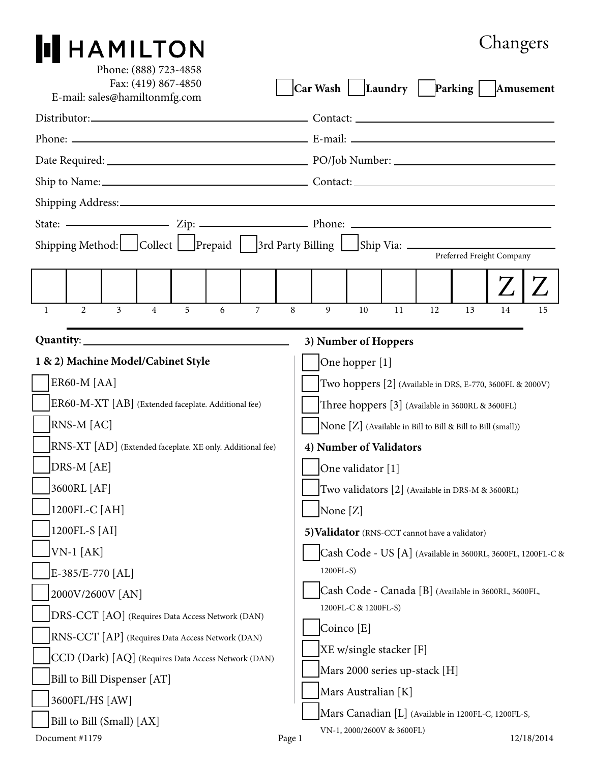# HAMILTON

Phone: (888) 723-4858
Fax: (419) 867-4850
E-mail: sales@hamiltonmfg.com

## Changers

☐ **Car Wash** ☐ **Laundry** ☐ **Parking** ☐ **Amusement**

Distributor: ____________________ Contact: ____________________

Phone: ____________________ E-mail: ____________________

Date Required: ____________________ PO/Job Number: ____________________

Ship to Name: ____________________ Contact: ____________________

Shipping Address: ________________________________________

State: ____________ Zip: ____________ Phone: ____________________

Shipping Method: ☐ Collect ☐ Prepaid ☐ 3rd Party Billing ☐ Ship Via: ____________________
Preferred Freight Company

| | | | | | | | | | | | | | Z | Z |
|---|---|---|---|---|---|---|---|---|---|---|---|---|---|---|
| 1 | 2 | 3 | 4 | 5 | 6 | 7 | 8 | 9 | 10 | 11 | 12 | 13 | 14 | 15 |

**Quantity**: ____________________

### 1 & 2) Machine Model/Cabinet Style

- ☐ ER60-M [AA]
- ☐ ER60-M-XT [AB] (Extended faceplate. Additional fee)
- ☐ RNS-M [AC]
- ☐ RNS-XT [AD] (Extended faceplate. XE only. Additional fee)
- ☐ DRS-M [AE]
- ☐ 3600RL [AF]
- ☐ 1200FL-C [AH]
- ☐ 1200FL-S [AI]
- ☐ VN-1 [AK]
- ☐ E-385/E-770 [AL]
- ☐ 2000V/2600V [AN]
- ☐ DRS-CCT [AO] (Requires Data Access Network (DAN)
- ☐ RNS-CCT [AP] (Requires Data Access Network (DAN)
- ☐ CCD (Dark) [AQ] (Requires Data Access Network (DAN)
- ☐ Bill to Bill Dispenser [AT]
- ☐ 3600FL/HS [AW]
- ☐ Bill to Bill (Small) [AX]

### 3) Number of Hoppers

- ☐ One hopper [1]
- ☐ Two hoppers [2] (Available in DRS, E-770, 3600FL & 2000V)
- ☐ Three hoppers [3] (Available in 3600RL & 3600FL)
- ☐ None [Z] (Available in Bill to Bill & Bill to Bill (small))

### 4) Number of Validators

- ☐ One validator [1]
- ☐ Two validators [2] (Available in DRS-M & 3600RL)
- ☐ None [Z]

### 5) Validator (RNS-CCT cannot have a validator)

- ☐ Cash Code - US [A] (Available in 3600RL, 3600FL, 1200FL-C & 1200FL-S)
- ☐ Cash Code - Canada [B] (Available in 3600RL, 3600FL, 1200FL-C & 1200FL-S)
- ☐ Coinco [E]
- ☐ XE w/single stacker [F]
- ☐ Mars 2000 series up-stack [H]
- ☐ Mars Australian [K]
- ☐ Mars Canadian [L] (Available in 1200FL-C, 1200FL-S, VN-1, 2000/2600V & 3600FL)

Document #1179 12/18/2014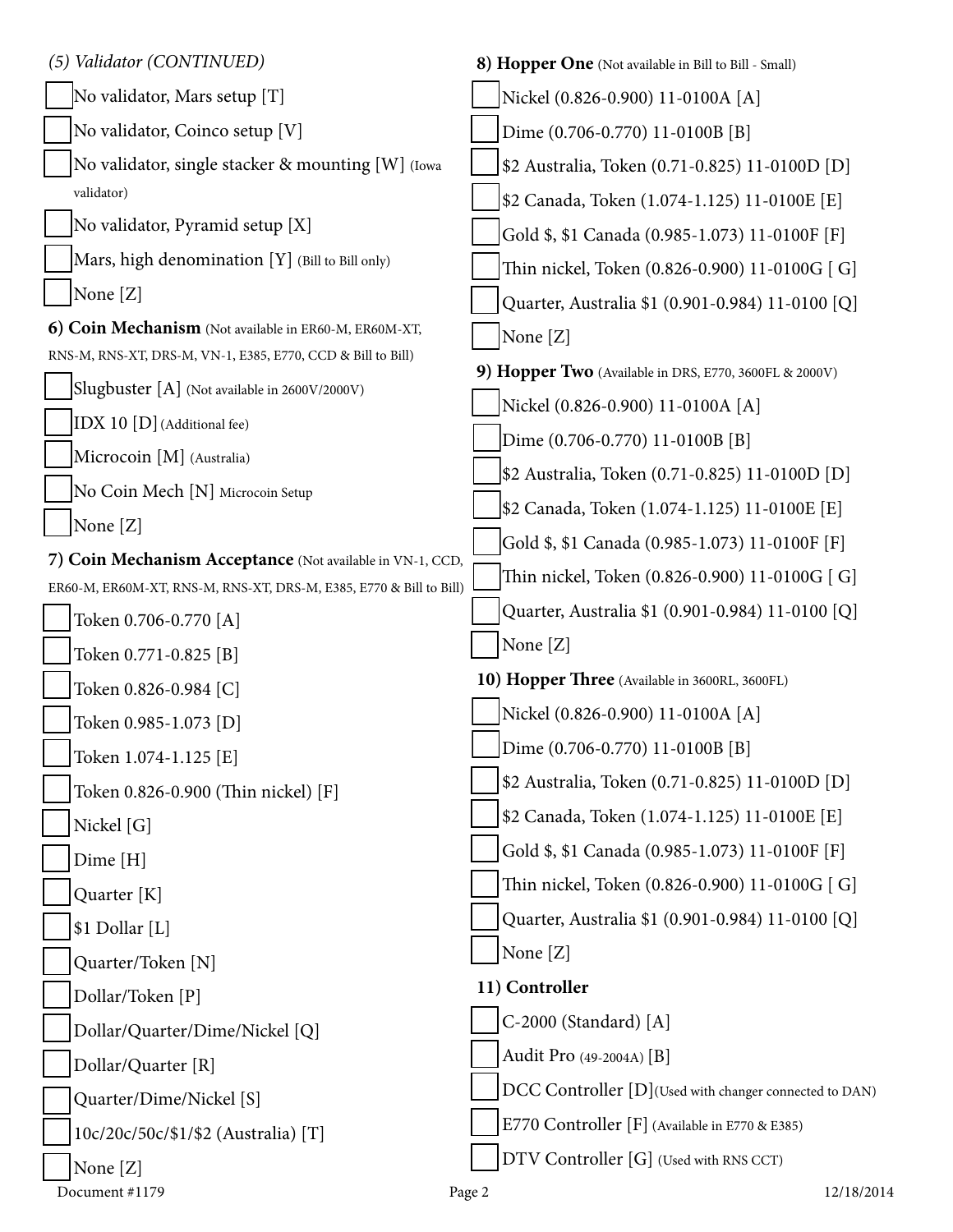*(5) Validator (CONTINUED)*

- [ ] No validator, Mars setup [T]
- [ ] No validator, Coinco setup [V]
- [ ] No validator, single stacker & mounting [W] (Iowa validator)
- [ ] No validator, Pyramid setup [X]
- [ ] Mars, high denomination [Y] (Bill to Bill only)
- [ ] None [Z]

**6) Coin Mechanism** (Not available in ER60-M, ER60M-XT, RNS-M, RNS-XT, DRS-M, VN-1, E385, E770, CCD & Bill to Bill)

- [ ] Slugbuster [A] (Not available in 2600V/2000V)
- [ ] IDX 10 [D] (Additional fee)
- [ ] Microcoin [M] (Australia)
- [ ] No Coin Mech [N] Microcoin Setup
- [ ] None [Z]

**7) Coin Mechanism Acceptance** (Not available in VN-1, CCD, ER60-M, ER60M-XT, RNS-M, RNS-XT, DRS-M, E385, E770 & Bill to Bill)

- [ ] Token 0.706-0.770 [A]
- [ ] Token 0.771-0.825 [B]
- [ ] Token 0.826-0.984 [C]
- [ ] Token 0.985-1.073 [D]
- [ ] Token 1.074-1.125 [E]
- [ ] Token 0.826-0.900 (Thin nickel) [F]
- [ ] Nickel [G]
- [ ] Dime [H]
- [ ] Quarter [K]
- [ ] $1 Dollar [L]
- [ ] Quarter/Token [N]
- [ ] Dollar/Token [P]
- [ ] Dollar/Quarter/Dime/Nickel [Q]
- [ ] Dollar/Quarter [R]
- [ ] Quarter/Dime/Nickel [S]
- [ ] 10c/20c/50c/$1/$2 (Australia) [T]
- [ ] None [Z]

**8) Hopper One** (Not available in Bill to Bill - Small)

- [ ] Nickel (0.826-0.900) 11-0100A [A]
- [ ] Dime (0.706-0.770) 11-0100B [B]
- [ ] $2 Australia, Token (0.71-0.825) 11-0100D [D]
- [ ] $2 Canada, Token (1.074-1.125) 11-0100E [E]
- [ ] Gold $, $1 Canada (0.985-1.073) 11-0100F [F]
- [ ] Thin nickel, Token (0.826-0.900) 11-0100G [ G]
- [ ] Quarter, Australia $1 (0.901-0.984) 11-0100 [Q]
- [ ] None [Z]

**9) Hopper Two** (Available in DRS, E770, 3600FL & 2000V)

- [ ] Nickel (0.826-0.900) 11-0100A [A]
- [ ] Dime (0.706-0.770) 11-0100B [B]
- [ ] $2 Australia, Token (0.71-0.825) 11-0100D [D]
- [ ] $2 Canada, Token (1.074-1.125) 11-0100E [E]
- [ ] Gold $, $1 Canada (0.985-1.073) 11-0100F [F]
- [ ] Thin nickel, Token (0.826-0.900) 11-0100G [ G]
- [ ] Quarter, Australia $1 (0.901-0.984) 11-0100 [Q]
- [ ] None [Z]

**10) Hopper Three** (Available in 3600RL, 3600FL)

- [ ] Nickel (0.826-0.900) 11-0100A [A]
- [ ] Dime (0.706-0.770) 11-0100B [B]
- [ ] $2 Australia, Token (0.71-0.825) 11-0100D [D]
- [ ] $2 Canada, Token (1.074-1.125) 11-0100E [E]
- [ ] Gold $, $1 Canada (0.985-1.073) 11-0100F [F]
- [ ] Thin nickel, Token (0.826-0.900) 11-0100G [ G]
- [ ] Quarter, Australia $1 (0.901-0.984) 11-0100 [Q]
- [ ] None [Z]

**11) Controller**

- [ ] C-2000 (Standard) [A]
- [ ] Audit Pro (49-2004A) [B]
- [ ] DCC Controller [D] (Used with changer connected to DAN)
- [ ] E770 Controller [F] (Available in E770 & E385)
- [ ] DTV Controller [G] (Used with RNS CCT)

Document #1179 12/18/2014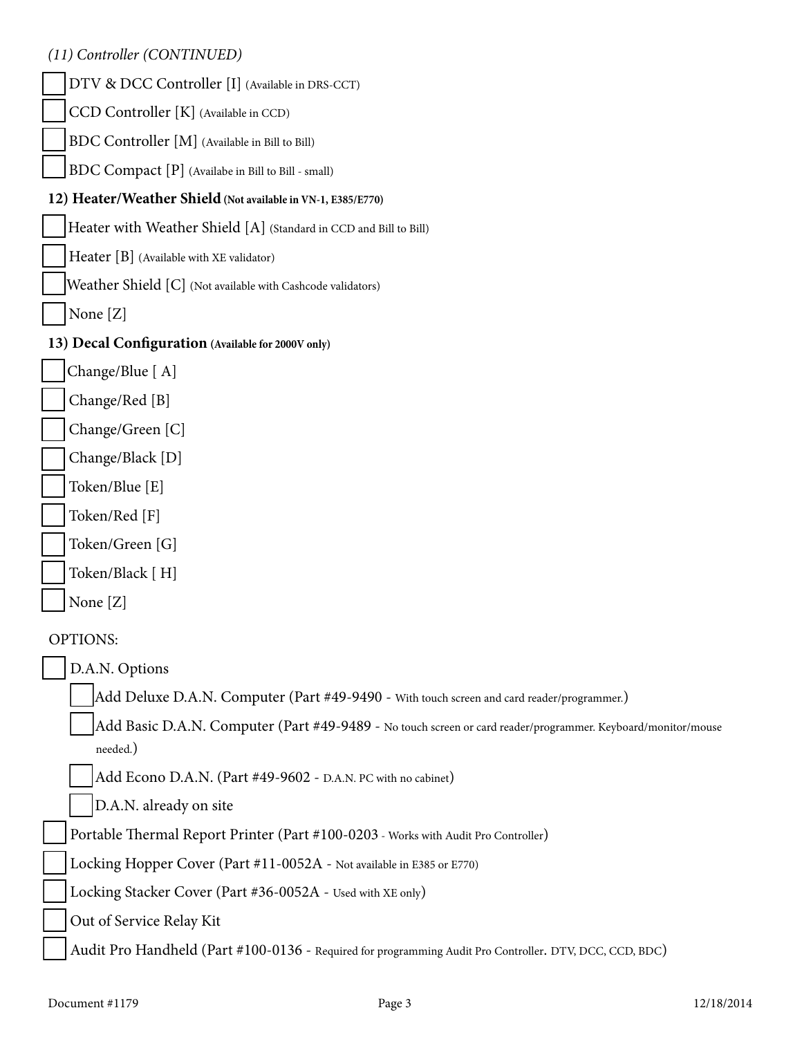*(11) Controller (CONTINUED)*

- ☐ DTV & DCC Controller [I] (Available in DRS-CCT)
- ☐ CCD Controller [K] (Available in CCD)
- ☐ BDC Controller [M] (Available in Bill to Bill)
- ☐ BDC Compact [P] (Availabe in Bill to Bill - small)

**12) Heater/Weather Shield (Not available in VN-1, E385/E770)**

- ☐ Heater with Weather Shield [A] (Standard in CCD and Bill to Bill)
- ☐ Heater [B] (Available with XE validator)
- ☐ Weather Shield [C] (Not available with Cashcode validators)
- ☐ None [Z]

**13) Decal Configuration (Available for 2000V only)**

- ☐ Change/Blue [ A]
- ☐ Change/Red [B]
- ☐ Change/Green [C]
- ☐ Change/Black [D]
- ☐ Token/Blue [E]
- ☐ Token/Red [F]
- ☐ Token/Green [G]
- ☐ Token/Black [ H]
- ☐ None [Z]

OPTIONS:

- ☐ D.A.N. Options
  - ☐ Add Deluxe D.A.N. Computer (Part #49-9490 - With touch screen and card reader/programmer.)
  - ☐ Add Basic D.A.N. Computer (Part #49-9489 - No touch screen or card reader/programmer. Keyboard/monitor/mouse needed.)
  - ☐ Add Econo D.A.N. (Part #49-9602 - D.A.N. PC with no cabinet)
  - ☐ D.A.N. already on site
- ☐ Portable Thermal Report Printer (Part #100-0203 - Works with Audit Pro Controller)
- ☐ Locking Hopper Cover (Part #11-0052A - Not available in E385 or E770)
- ☐ Locking Stacker Cover (Part #36-0052A - Used with XE only)
- ☐ Out of Service Relay Kit
- ☐ Audit Pro Handheld (Part #100-0136 - Required for programming Audit Pro Controller. DTV, DCC, CCD, BDC)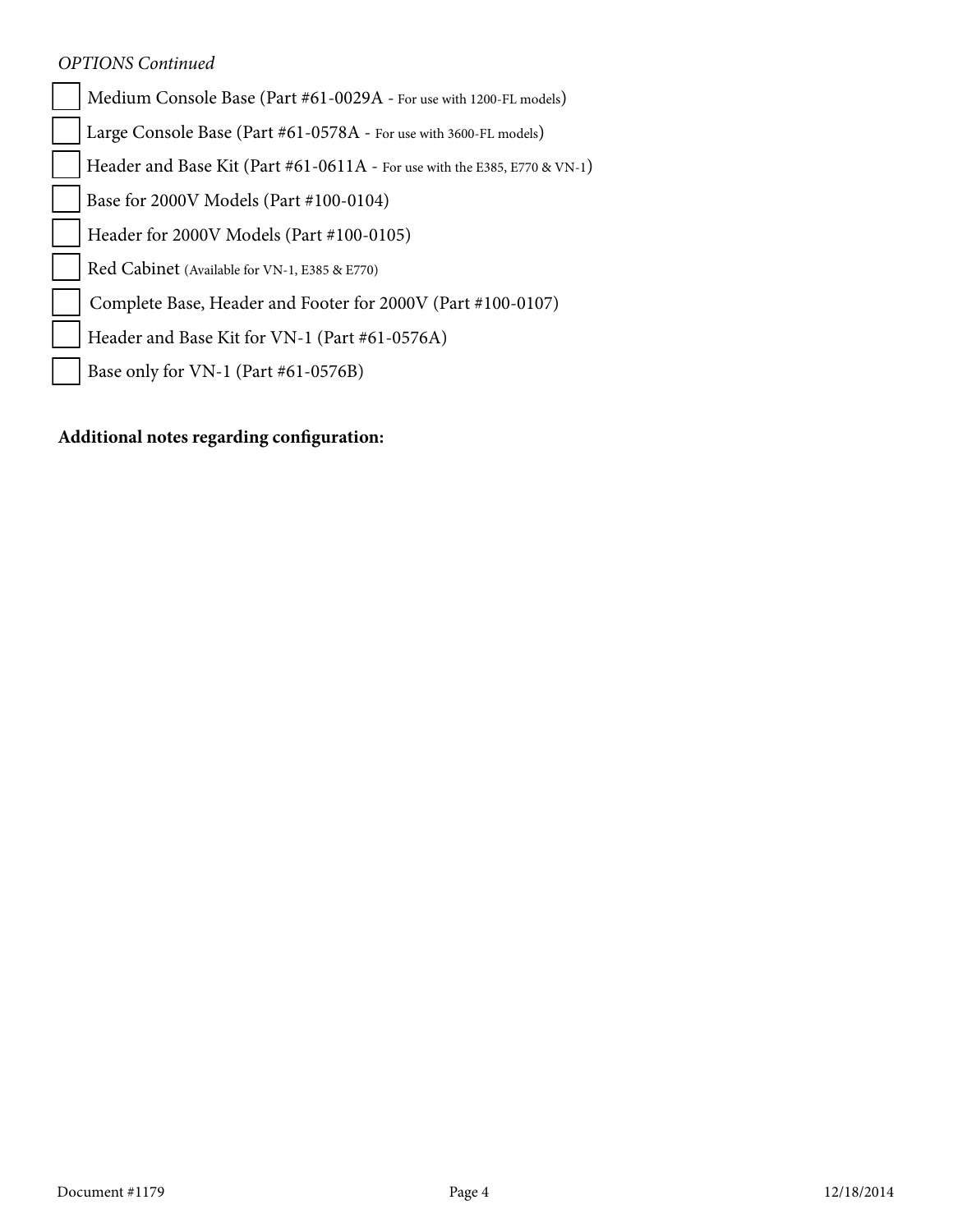*OPTIONS Continued*

- [ ] Medium Console Base (Part #61-0029A - For use with 1200-FL models)
- [ ] Large Console Base (Part #61-0578A - For use with 3600-FL models)
- [ ] Header and Base Kit (Part #61-0611A - For use with the E385, E770 & VN-1)
- [ ] Base for 2000V Models (Part #100-0104)
- [ ] Header for 2000V Models (Part #100-0105)
- [ ] Red Cabinet (Available for VN-1, E385 & E770)
- [ ] Complete Base, Header and Footer for 2000V (Part #100-0107)
- [ ] Header and Base Kit for VN-1 (Part #61-0576A)
- [ ] Base only for VN-1 (Part #61-0576B)

**Additional notes regarding configuration:**

Document #1179 | 12/18/2014